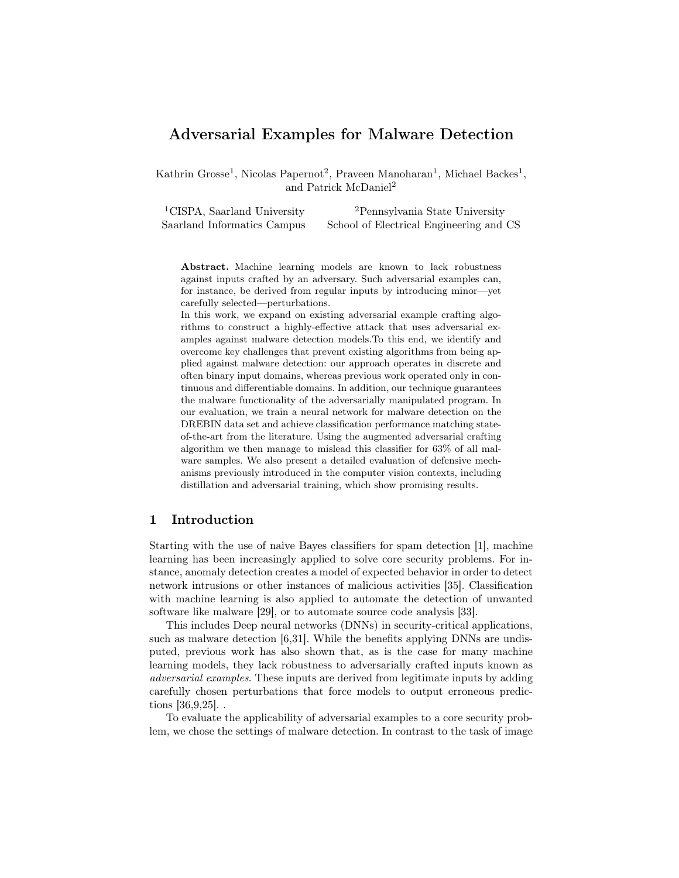# Adversarial Examples for Malware Detection

Kathrin Grosse[1], Nicolas Papernot[2], Praveen Manoharan[1], Michael Backes[1], and Patrick McDaniel[2]

[1]CISPA, Saarland University
Saarland Informatics Campus

[2]Pennsylvania State University
School of Electrical Engineering and CS

**Abstract.** Machine learning models are known to lack robustness against inputs crafted by an adversary. Such adversarial examples can, for instance, be derived from regular inputs by introducing minor—yet carefully selected—perturbations.
In this work, we expand on existing adversarial example crafting algorithms to construct a highly-effective attack that uses adversarial examples against malware detection models.To this end, we identify and overcome key challenges that prevent existing algorithms from being applied against malware detection: our approach operates in discrete and often binary input domains, whereas previous work operated only in continuous and differentiable domains. In addition, our technique guarantees the malware functionality of the adversarially manipulated program. In our evaluation, we train a neural network for malware detection on the DREBIN data set and achieve classification performance matching state-of-the-art from the literature. Using the augmented adversarial crafting algorithm we then manage to mislead this classifier for 63% of all malware samples. We also present a detailed evaluation of defensive mechanisms previously introduced in the computer vision contexts, including distillation and adversarial training, which show promising results.

## 1 Introduction

Starting with the use of naive Bayes classifiers for spam detection [1], machine learning has been increasingly applied to solve core security problems. For instance, anomaly detection creates a model of expected behavior in order to detect network intrusions or other instances of malicious activities [35]. Classification with machine learning is also applied to automate the detection of unwanted software like malware [29], or to automate source code analysis [33].

This includes Deep neural networks (DNNs) in security-critical applications, such as malware detection [6,31]. While the benefits applying DNNs are undisputed, previous work has also shown that, as is the case for many machine learning models, they lack robustness to adversarially crafted inputs known as *adversarial examples*. These inputs are derived from legitimate inputs by adding carefully chosen perturbations that force models to output erroneous predictions [36,9,25]. .

To evaluate the applicability of adversarial examples to a core security problem, we chose the settings of malware detection. In contrast to the task of image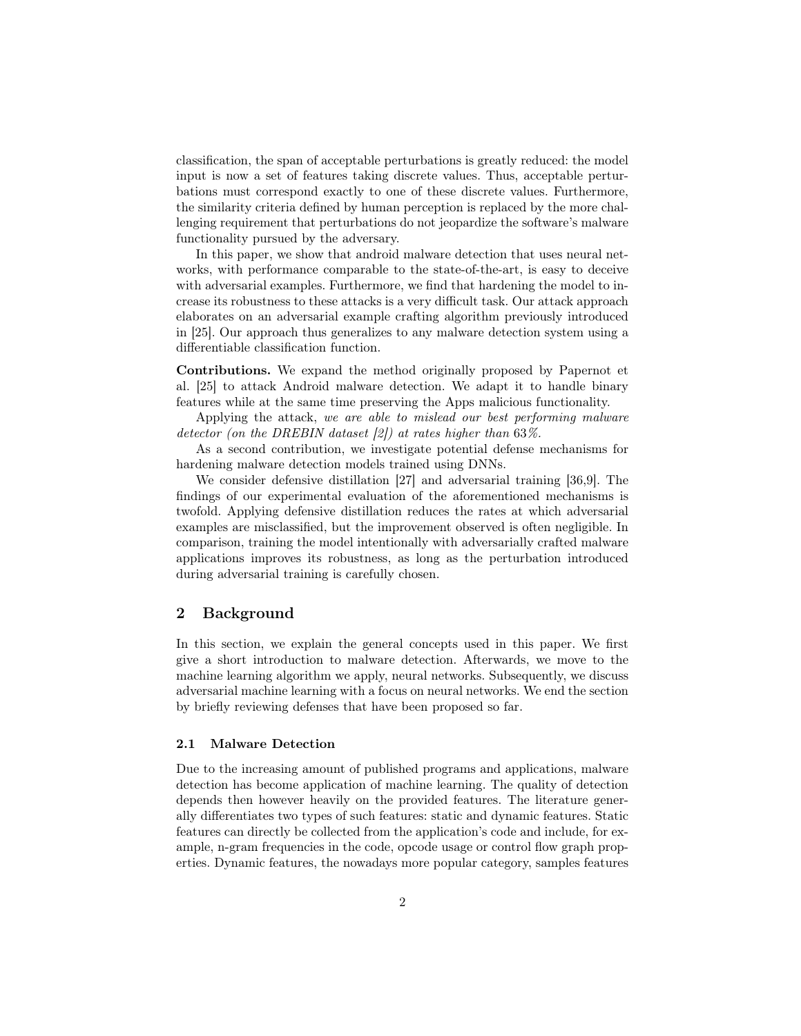classification, the span of acceptable perturbations is greatly reduced: the model input is now a set of features taking discrete values. Thus, acceptable perturbations must correspond exactly to one of these discrete values. Furthermore, the similarity criteria defined by human perception is replaced by the more challenging requirement that perturbations do not jeopardize the software's malware functionality pursued by the adversary.

In this paper, we show that android malware detection that uses neural networks, with performance comparable to the state-of-the-art, is easy to deceive with adversarial examples. Furthermore, we find that hardening the model to increase its robustness to these attacks is a very difficult task. Our attack approach elaborates on an adversarial example crafting algorithm previously introduced in [25]. Our approach thus generalizes to any malware detection system using a differentiable classification function.

**Contributions.** We expand the method originally proposed by Papernot et al. [25] to attack Android malware detection. We adapt it to handle binary features while at the same time preserving the Apps malicious functionality.

Applying the attack, *we are able to mislead our best performing malware detector (on the DREBIN dataset [2]) at rates higher than 63%.*

As a second contribution, we investigate potential defense mechanisms for hardening malware detection models trained using DNNs.

We consider defensive distillation [27] and adversarial training [36,9]. The findings of our experimental evaluation of the aforementioned mechanisms is twofold. Applying defensive distillation reduces the rates at which adversarial examples are misclassified, but the improvement observed is often negligible. In comparison, training the model intentionally with adversarially crafted malware applications improves its robustness, as long as the perturbation introduced during adversarial training is carefully chosen.

## 2 Background

In this section, we explain the general concepts used in this paper. We first give a short introduction to malware detection. Afterwards, we move to the machine learning algorithm we apply, neural networks. Subsequently, we discuss adversarial machine learning with a focus on neural networks. We end the section by briefly reviewing defenses that have been proposed so far.

### 2.1 Malware Detection

Due to the increasing amount of published programs and applications, malware detection has become application of machine learning. The quality of detection depends then however heavily on the provided features. The literature generally differentiates two types of such features: static and dynamic features. Static features can directly be collected from the application's code and include, for example, n-gram frequencies in the code, opcode usage or control flow graph properties. Dynamic features, the nowadays more popular category, samples features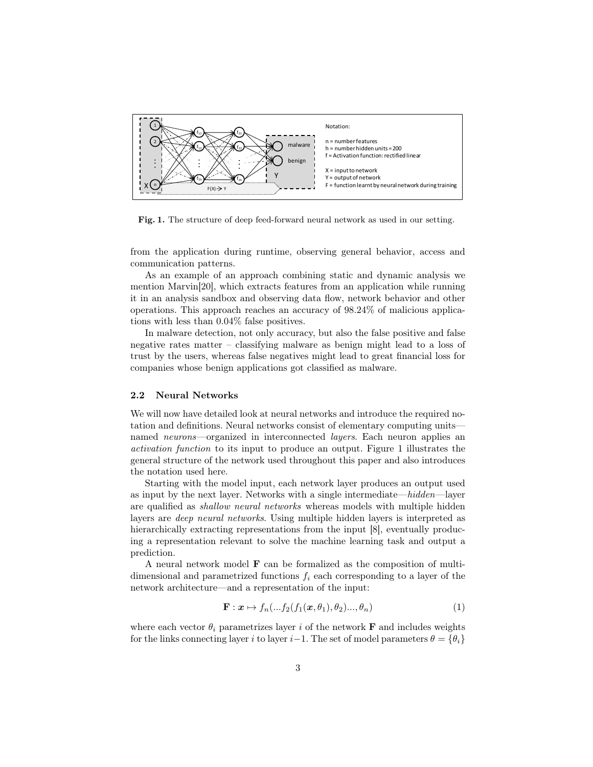Notation:

n = number features
h = number hidden units = 200
f = Activation function: rectified linear

X = input to network
Y = output of network
F = function learnt by neural network during training

**Fig. 1.** The structure of deep feed-forward neural network as used in our setting.

from the application during runtime, observing general behavior, access and communication patterns.

As an example of an approach combining static and dynamic analysis we mention Marvin[20], which extracts features from an application while running it in an analysis sandbox and observing data flow, network behavior and other operations. This approach reaches an accuracy of 98.24% of malicious applications with less than 0.04% false positives.

In malware detection, not only accuracy, but also the false positive and false negative rates matter – classifying malware as benign might lead to a loss of trust by the users, whereas false negatives might lead to great financial loss for companies whose benign applications got classified as malware.

### 2.2 Neural Networks

We will now have detailed look at neural networks and introduce the required notation and definitions. Neural networks consist of elementary computing units—named *neurons*—organized in interconnected *layers*. Each neuron applies an *activation function* to its input to produce an output. Figure 1 illustrates the general structure of the network used throughout this paper and also introduces the notation used here.

Starting with the model input, each network layer produces an output used as input by the next layer. Networks with a single intermediate—*hidden*—layer are qualified as *shallow neural networks* whereas models with multiple hidden layers are *deep neural networks*. Using multiple hidden layers is interpreted as hierarchically extracting representations from the input [8], eventually producing a representation relevant to solve the machine learning task and output a prediction.

A neural network model $\mathbf{F}$ can be formalized as the composition of multi-dimensional and parametrized functions $f_i$ each corresponding to a layer of the network architecture—and a representation of the input:

$$\mathbf{F} : \boldsymbol{x} \mapsto f_n(...f_2(f_1(\boldsymbol{x}, \theta_1), \theta_2)..., \theta_n) \tag{1}$$

where each vector $\theta_i$ parametrizes layer $i$ of the network $\mathbf{F}$ and includes weights for the links connecting layer $i$ to layer $i-1$. The set of model parameters $\theta = \{\theta_i\}$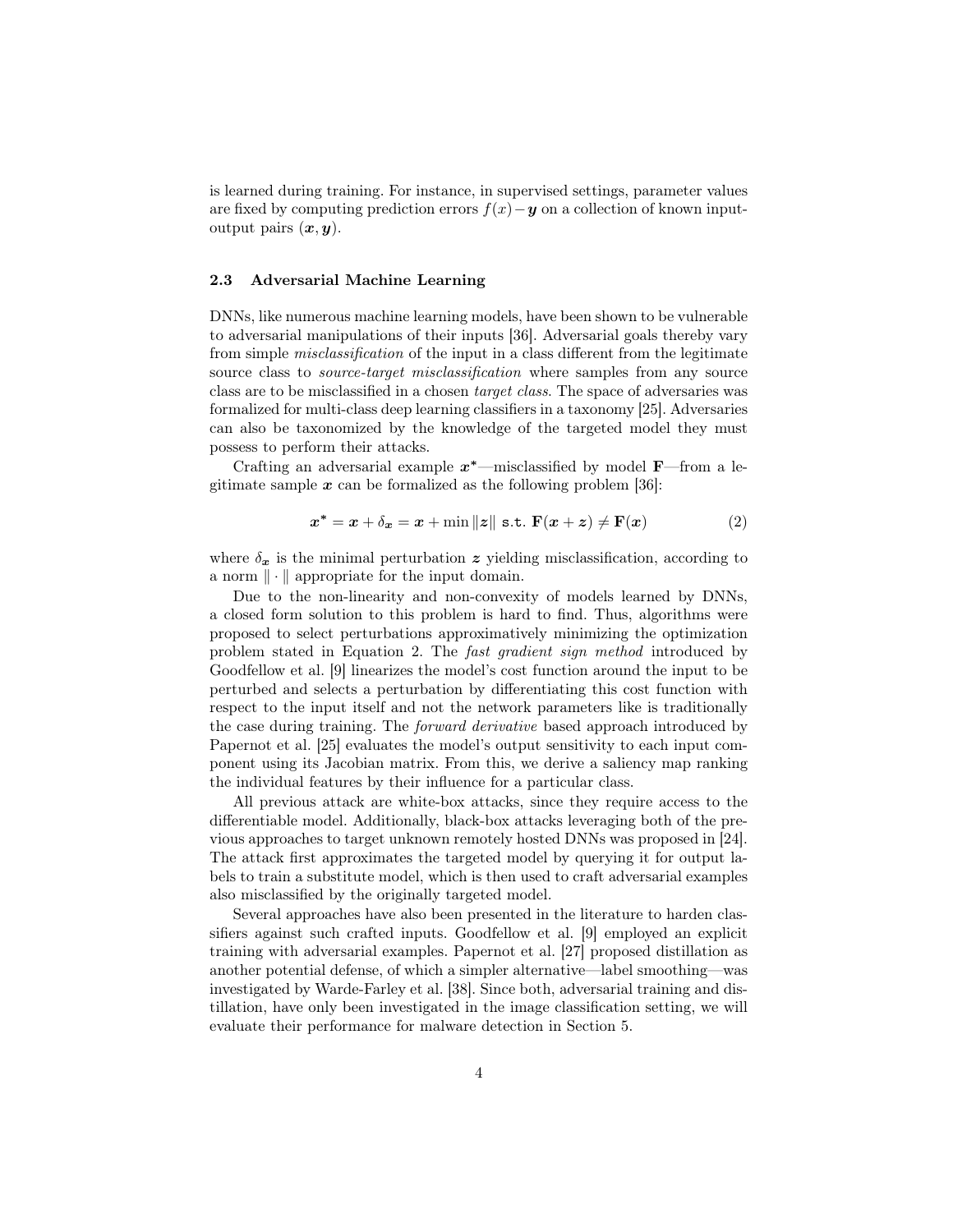is learned during training. For instance, in supervised settings, parameter values are fixed by computing prediction errors $f(x) - \boldsymbol{y}$ on a collection of known input-output pairs $(\boldsymbol{x}, \boldsymbol{y})$.

### 2.3 Adversarial Machine Learning

DNNs, like numerous machine learning models, have been shown to be vulnerable to adversarial manipulations of their inputs [36]. Adversarial goals thereby vary from simple *misclassification* of the input in a class different from the legitimate source class to *source-target misclassification* where samples from any source class are to be misclassified in a chosen *target class*. The space of adversaries was formalized for multi-class deep learning classifiers in a taxonomy [25]. Adversaries can also be taxonomized by the knowledge of the targeted model they must possess to perform their attacks.

Crafting an adversarial example $\boldsymbol{x}^*$—misclassified by model $\mathbf{F}$—from a legitimate sample $\boldsymbol{x}$ can be formalized as the following problem [36]:

$$\boldsymbol{x}^* = \boldsymbol{x} + \delta_{\boldsymbol{x}} = \boldsymbol{x} + \min \|\boldsymbol{z}\| \text{ s.t. } \mathbf{F}(\boldsymbol{x} + \boldsymbol{z}) \neq \mathbf{F}(\boldsymbol{x}) \tag{2}$$

where $\delta_{\boldsymbol{x}}$ is the minimal perturbation $\boldsymbol{z}$ yielding misclassification, according to a norm $\| \cdot \|$ appropriate for the input domain.

Due to the non-linearity and non-convexity of models learned by DNNs, a closed form solution to this problem is hard to find. Thus, algorithms were proposed to select perturbations approximatively minimizing the optimization problem stated in Equation 2. The *fast gradient sign method* introduced by Goodfellow et al. [9] linearizes the model's cost function around the input to be perturbed and selects a perturbation by differentiating this cost function with respect to the input itself and not the network parameters like is traditionally the case during training. The *forward derivative* based approach introduced by Papernot et al. [25] evaluates the model's output sensitivity to each input component using its Jacobian matrix. From this, we derive a saliency map ranking the individual features by their influence for a particular class.

All previous attack are white-box attacks, since they require access to the differentiable model. Additionally, black-box attacks leveraging both of the previous approaches to target unknown remotely hosted DNNs was proposed in [24]. The attack first approximates the targeted model by querying it for output labels to train a substitute model, which is then used to craft adversarial examples also misclassified by the originally targeted model.

Several approaches have also been presented in the literature to harden classifiers against such crafted inputs. Goodfellow et al. [9] employed an explicit training with adversarial examples. Papernot et al. [27] proposed distillation as another potential defense, of which a simpler alternative—label smoothing—was investigated by Warde-Farley et al. [38]. Since both, adversarial training and distillation, have only been investigated in the image classification setting, we will evaluate their performance for malware detection in Section 5.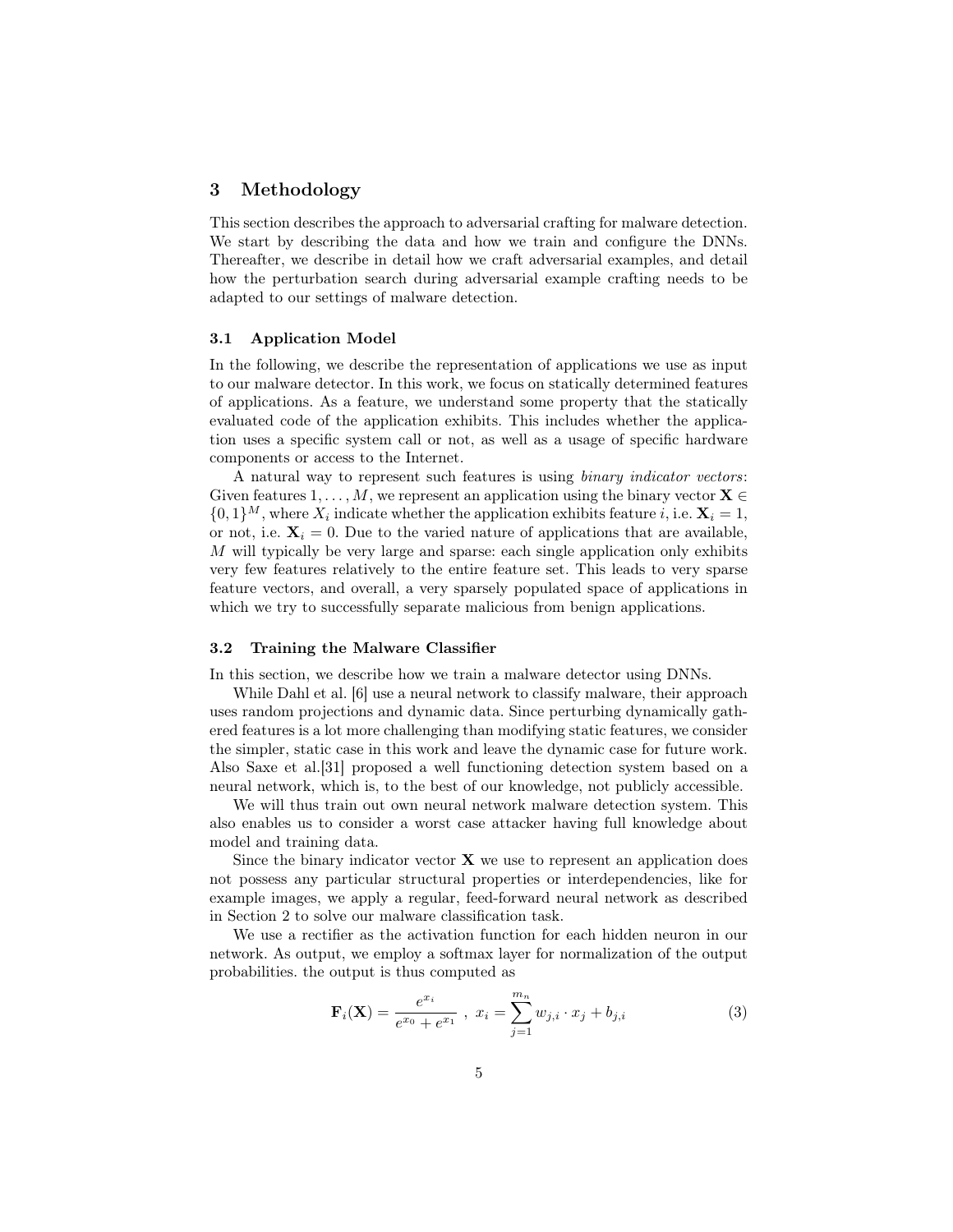## 3 Methodology

This section describes the approach to adversarial crafting for malware detection. We start by describing the data and how we train and configure the DNNs. Thereafter, we describe in detail how we craft adversarial examples, and detail how the perturbation search during adversarial example crafting needs to be adapted to our settings of malware detection.

### 3.1 Application Model

In the following, we describe the representation of applications we use as input to our malware detector. In this work, we focus on statically determined features of applications. As a feature, we understand some property that the statically evaluated code of the application exhibits. This includes whether the application uses a specific system call or not, as well as a usage of specific hardware components or access to the Internet.

A natural way to represent such features is using *binary indicator vectors*: Given features $1, \ldots, M$, we represent an application using the binary vector $\mathbf{X} \in \{0,1\}^M$, where $X_i$ indicate whether the application exhibits feature $i$, i.e. $\mathbf{X}_i = 1$, or not, i.e. $\mathbf{X}_i = 0$. Due to the varied nature of applications that are available, $M$ will typically be very large and sparse: each single application only exhibits very few features relatively to the entire feature set. This leads to very sparse feature vectors, and overall, a very sparsely populated space of applications in which we try to successfully separate malicious from benign applications.

### 3.2 Training the Malware Classifier

In this section, we describe how we train a malware detector using DNNs.

While Dahl et al. [6] use a neural network to classify malware, their approach uses random projections and dynamic data. Since perturbing dynamically gathered features is a lot more challenging than modifying static features, we consider the simpler, static case in this work and leave the dynamic case for future work. Also Saxe et al.[31] proposed a well functioning detection system based on a neural network, which is, to the best of our knowledge, not publicly accessible.

We will thus train out own neural network malware detection system. This also enables us to consider a worst case attacker having full knowledge about model and training data.

Since the binary indicator vector $\mathbf{X}$ we use to represent an application does not possess any particular structural properties or interdependencies, like for example images, we apply a regular, feed-forward neural network as described in Section 2 to solve our malware classification task.

We use a rectifier as the activation function for each hidden neuron in our network. As output, we employ a softmax layer for normalization of the output probabilities. the output is thus computed as

$$\mathbf{F}_i(\mathbf{X}) = \frac{e^{x_i}}{e^{x_0} + e^{x_1}} \; , \; x_i = \sum_{j=1}^{m_n} w_{j,i} \cdot x_j + b_{j,i} \tag{3}$$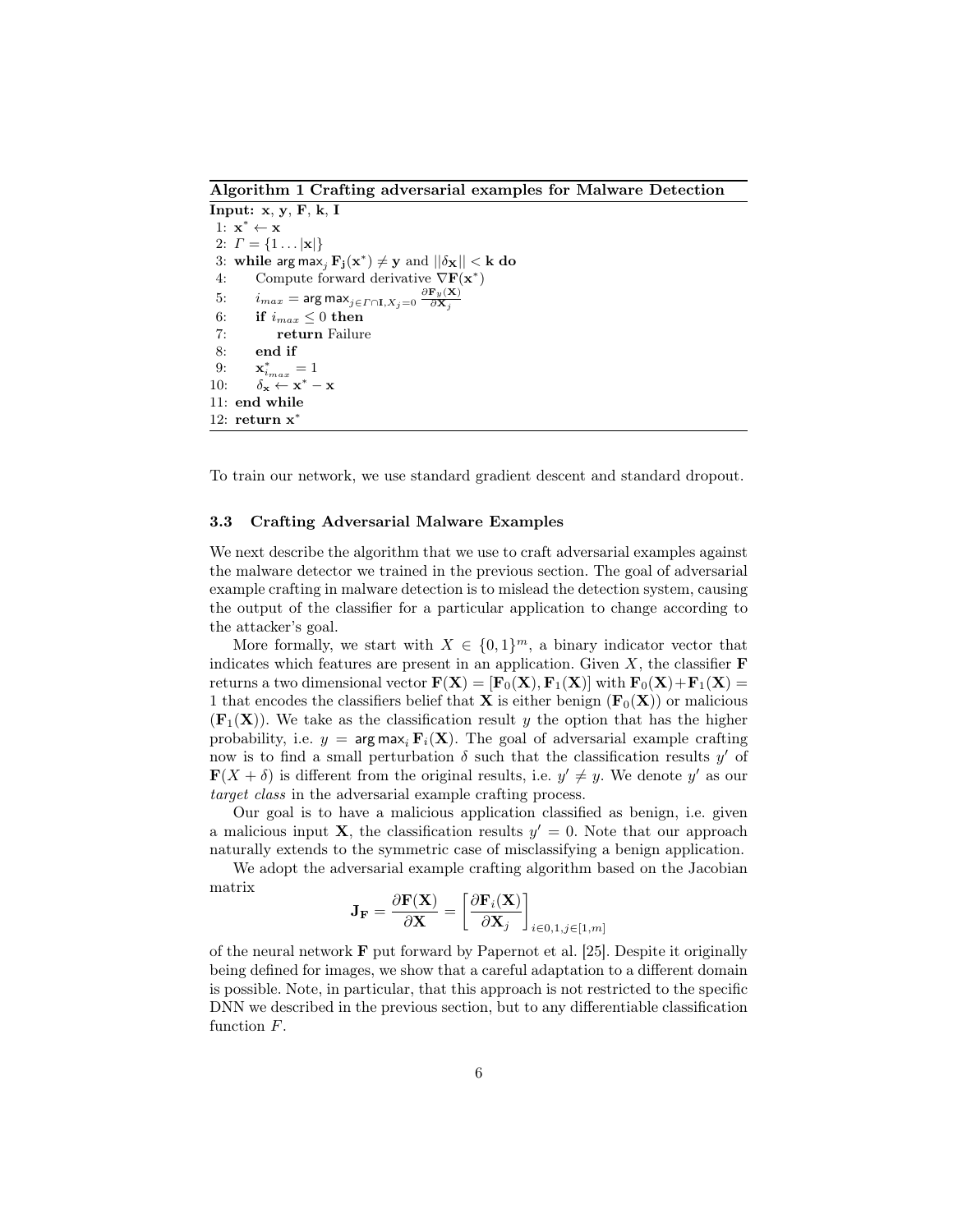**Algorithm 1 Crafting adversarial examples for Malware Detection**

**Input:** $\mathbf{x}$, $\mathbf{y}$, $\mathbf{F}$, $\mathbf{k}$, $\mathbf{I}$

```
1:  x* ← x
2:  Γ = {1 ... |x|}
3:  while argmax_j F_j(x*) ≠ y and ||δ_X|| < k do
4:      Compute forward derivative ∇F(x*)
5:      i_max = argmax_{j∈Γ∩I, X_j=0} ∂F_y(X)/∂X_j
6:      if i_max ≤ 0 then
7:          return Failure
8:      end if
9:      x*_{i_max} = 1
10:     δ_x ← x* − x
11: end while
12: return x*
```

To train our network, we use standard gradient descent and standard dropout.

### 3.3 Crafting Adversarial Malware Examples

We next describe the algorithm that we use to craft adversarial examples against the malware detector we trained in the previous section. The goal of adversarial example crafting in malware detection is to mislead the detection system, causing the output of the classifier for a particular application to change according to the attacker's goal.

More formally, we start with $X \in \{0,1\}^m$, a binary indicator vector that indicates which features are present in an application. Given $X$, the classifier $\mathbf{F}$ returns a two dimensional vector $\mathbf{F}(\mathbf{X}) = [\mathbf{F}_0(\mathbf{X}), \mathbf{F}_1(\mathbf{X})]$ with $\mathbf{F}_0(\mathbf{X}) + \mathbf{F}_1(\mathbf{X}) = 1$ that encodes the classifiers belief that $\mathbf{X}$ is either benign ($\mathbf{F}_0(\mathbf{X})$) or malicious ($\mathbf{F}_1(\mathbf{X})$). We take as the classification result $y$ the option that has the higher probability, i.e. $y = \arg\max_i \mathbf{F}_i(\mathbf{X})$. The goal of adversarial example crafting now is to find a small perturbation $\delta$ such that the classification results $y'$ of $\mathbf{F}(X + \delta)$ is different from the original results, i.e. $y' \neq y$. We denote $y'$ as our *target class* in the adversarial example crafting process.

Our goal is to have a malicious application classified as benign, i.e. given a malicious input $\mathbf{X}$, the classification results $y' = 0$. Note that our approach naturally extends to the symmetric case of misclassifying a benign application.

We adopt the adversarial example crafting algorithm based on the Jacobian matrix

$$\mathbf{J_F} = \frac{\partial \mathbf{F}(\mathbf{X})}{\partial \mathbf{X}} = \left[ \frac{\partial \mathbf{F}_i(\mathbf{X})}{\partial \mathbf{X}_j} \right]_{i \in 0,1, j \in [1,m]}$$

of the neural network $\mathbf{F}$ put forward by Papernot et al. [25]. Despite it originally being defined for images, we show that a careful adaptation to a different domain is possible. Note, in particular, that this approach is not restricted to the specific DNN we described in the previous section, but to any differentiable classification function $F$.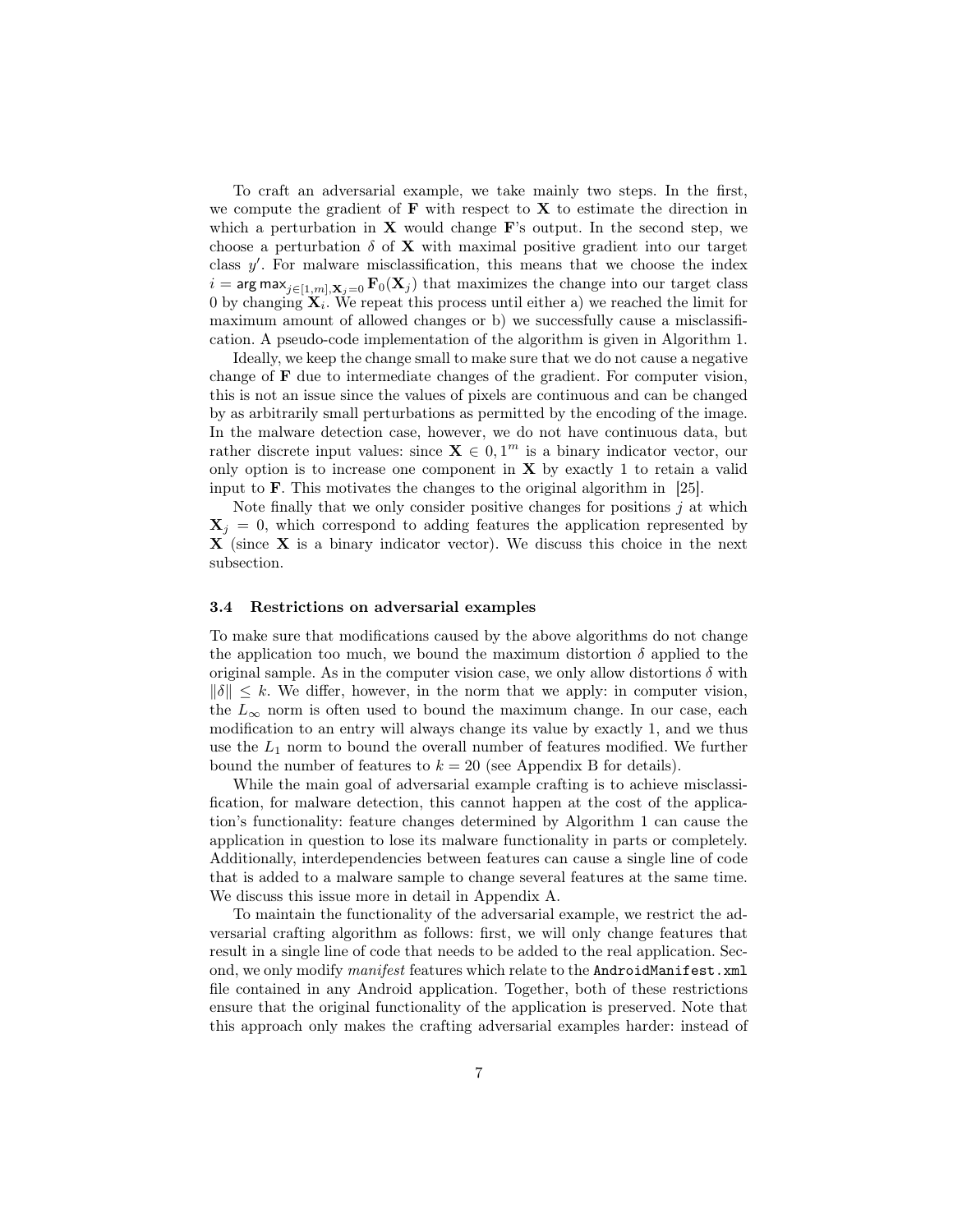To craft an adversarial example, we take mainly two steps. In the first, we compute the gradient of $\mathbf{F}$ with respect to $\mathbf{X}$ to estimate the direction in which a perturbation in $\mathbf{X}$ would change $\mathbf{F}$'s output. In the second step, we choose a perturbation $\delta$ of $\mathbf{X}$ with maximal positive gradient into our target class $y'$. For malware misclassification, this means that we choose the index $i = \mathsf{arg\,max}_{j \in [1,m], \mathbf{X}_j = 0} \mathbf{F}_0(\mathbf{X}_j)$ that maximizes the change into our target class 0 by changing $\mathbf{X}_i$. We repeat this process until either a) we reached the limit for maximum amount of allowed changes or b) we successfully cause a misclassification. A pseudo-code implementation of the algorithm is given in Algorithm 1.

Ideally, we keep the change small to make sure that we do not cause a negative change of $\mathbf{F}$ due to intermediate changes of the gradient. For computer vision, this is not an issue since the values of pixels are continuous and can be changed by as arbitrarily small perturbations as permitted by the encoding of the image. In the malware detection case, however, we do not have continuous data, but rather discrete input values: since $\mathbf{X} \in 0, 1^m$ is a binary indicator vector, our only option is to increase one component in $\mathbf{X}$ by exactly 1 to retain a valid input to $\mathbf{F}$. This motivates the changes to the original algorithm in [25].

Note finally that we only consider positive changes for positions $j$ at which $\mathbf{X}_j = 0$, which correspond to adding features the application represented by $\mathbf{X}$ (since $\mathbf{X}$ is a binary indicator vector). We discuss this choice in the next subsection.

### 3.4 Restrictions on adversarial examples

To make sure that modifications caused by the above algorithms do not change the application too much, we bound the maximum distortion $\delta$ applied to the original sample. As in the computer vision case, we only allow distortions $\delta$ with $\|\delta\| \leq k$. We differ, however, in the norm that we apply: in computer vision, the $L_\infty$ norm is often used to bound the maximum change. In our case, each modification to an entry will always change its value by exactly 1, and we thus use the $L_1$ norm to bound the overall number of features modified. We further bound the number of features to $k = 20$ (see Appendix B for details).

While the main goal of adversarial example crafting is to achieve misclassification, for malware detection, this cannot happen at the cost of the application's functionality: feature changes determined by Algorithm 1 can cause the application in question to lose its malware functionality in parts or completely. Additionally, interdependencies between features can cause a single line of code that is added to a malware sample to change several features at the same time. We discuss this issue more in detail in Appendix A.

To maintain the functionality of the adversarial example, we restrict the adversarial crafting algorithm as follows: first, we will only change features that result in a single line of code that needs to be added to the real application. Second, we only modify *manifest* features which relate to the `AndroidManifest.xml` file contained in any Android application. Together, both of these restrictions ensure that the original functionality of the application is preserved. Note that this approach only makes the crafting adversarial examples harder: instead of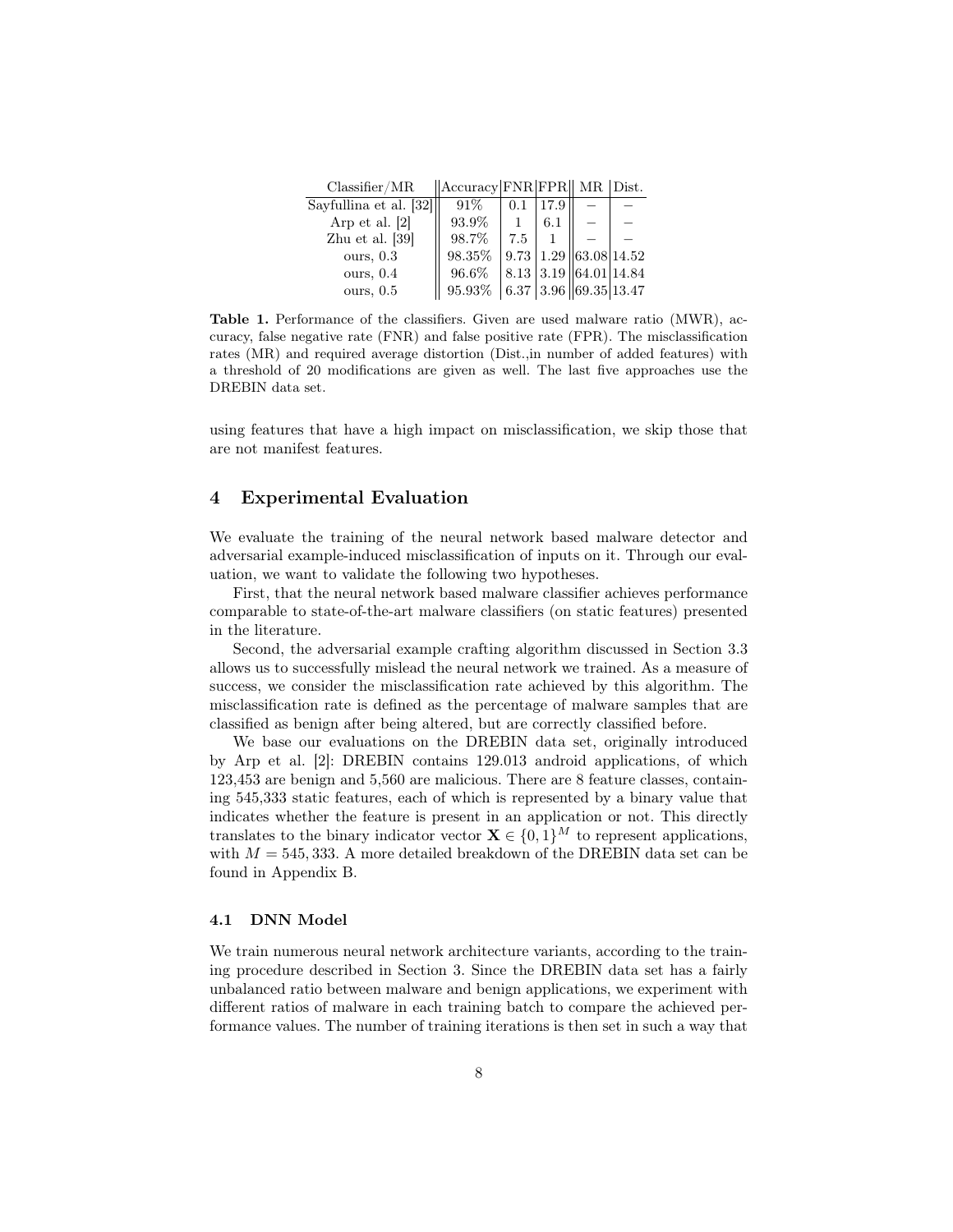| Classifier/MR | Accuracy | FNR | FPR | MR | Dist. |
|---|---|---|---|---|---|
| Sayfullina et al. [32] | 91% | 0.1 | 17.9 | – | – |
| Arp et al. [2] | 93.9% | 1 | 6.1 | – | – |
| Zhu et al. [39] | 98.7% | 7.5 | 1 | – | – |
| ours, 0.3 | 98.35% | 9.73 | 1.29 | 63.08 | 14.52 |
| ours, 0.4 | 96.6% | 8.13 | 3.19 | 64.01 | 14.84 |
| ours, 0.5 | 95.93% | 6.37 | 3.96 | 69.35 | 13.47 |

**Table 1.** Performance of the classifiers. Given are used malware ratio (MWR), accuracy, false negative rate (FNR) and false positive rate (FPR). The misclassification rates (MR) and required average distortion (Dist.,in number of added features) with a threshold of 20 modifications are given as well. The last five approaches use the DREBIN data set.

using features that have a high impact on misclassification, we skip those that are not manifest features.

## 4 Experimental Evaluation

We evaluate the training of the neural network based malware detector and adversarial example-induced misclassification of inputs on it. Through our evaluation, we want to validate the following two hypotheses.

First, that the neural network based malware classifier achieves performance comparable to state-of-the-art malware classifiers (on static features) presented in the literature.

Second, the adversarial example crafting algorithm discussed in Section 3.3 allows us to successfully mislead the neural network we trained. As a measure of success, we consider the misclassification rate achieved by this algorithm. The misclassification rate is defined as the percentage of malware samples that are classified as benign after being altered, but are correctly classified before.

We base our evaluations on the DREBIN data set, originally introduced by Arp et al. [2]: DREBIN contains 129.013 android applications, of which 123,453 are benign and 5,560 are malicious. There are 8 feature classes, containing 545,333 static features, each of which is represented by a binary value that indicates whether the feature is present in an application or not. This directly translates to the binary indicator vector $\mathbf{X} \in \{0,1\}^M$ to represent applications, with $M = 545,333$. A more detailed breakdown of the DREBIN data set can be found in Appendix B.

### 4.1 DNN Model

We train numerous neural network architecture variants, according to the training procedure described in Section 3. Since the DREBIN data set has a fairly unbalanced ratio between malware and benign applications, we experiment with different ratios of malware in each training batch to compare the achieved performance values. The number of training iterations is then set in such a way that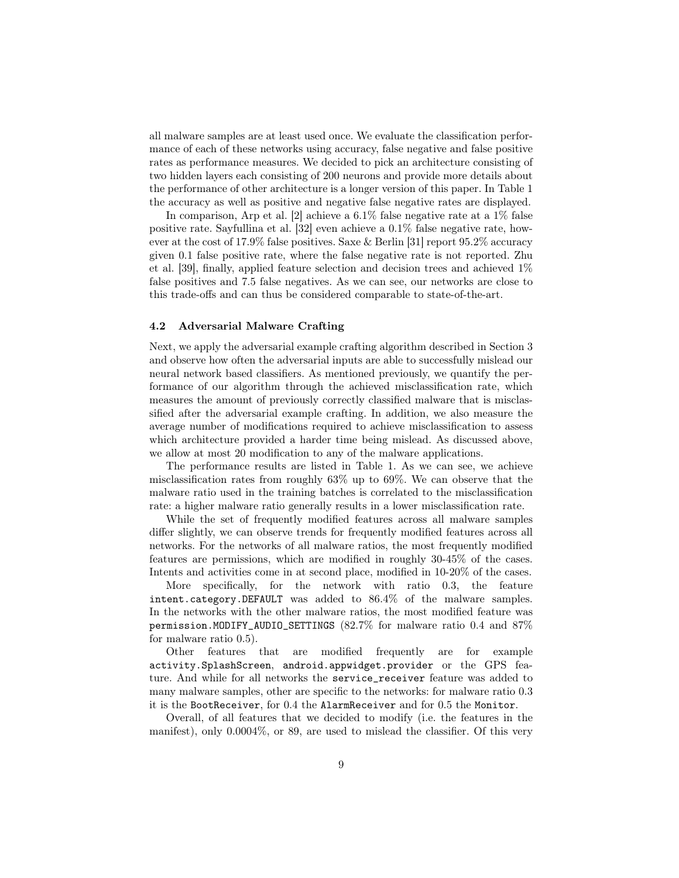all malware samples are at least used once. We evaluate the classification performance of each of these networks using accuracy, false negative and false positive rates as performance measures. We decided to pick an architecture consisting of two hidden layers each consisting of 200 neurons and provide more details about the performance of other architecture is a longer version of this paper. In Table 1 the accuracy as well as positive and negative false negative rates are displayed.

In comparison, Arp et al. [2] achieve a 6.1% false negative rate at a 1% false positive rate. Sayfullina et al. [32] even achieve a 0.1% false negative rate, however at the cost of 17.9% false positives. Saxe & Berlin [31] report 95.2% accuracy given 0.1 false positive rate, where the false negative rate is not reported. Zhu et al. [39], finally, applied feature selection and decision trees and achieved 1% false positives and 7.5 false negatives. As we can see, our networks are close to this trade-offs and can thus be considered comparable to state-of-the-art.

### 4.2 Adversarial Malware Crafting

Next, we apply the adversarial example crafting algorithm described in Section 3 and observe how often the adversarial inputs are able to successfully mislead our neural network based classifiers. As mentioned previously, we quantify the performance of our algorithm through the achieved misclassification rate, which measures the amount of previously correctly classified malware that is misclassified after the adversarial example crafting. In addition, we also measure the average number of modifications required to achieve misclassification to assess which architecture provided a harder time being mislead. As discussed above, we allow at most 20 modification to any of the malware applications.

The performance results are listed in Table 1. As we can see, we achieve misclassification rates from roughly 63% up to 69%. We can observe that the malware ratio used in the training batches is correlated to the misclassification rate: a higher malware ratio generally results in a lower misclassification rate.

While the set of frequently modified features across all malware samples differ slightly, we can observe trends for frequently modified features across all networks. For the networks of all malware ratios, the most frequently modified features are permissions, which are modified in roughly 30-45% of the cases. Intents and activities come in at second place, modified in 10-20% of the cases.

More specifically, for the network with ratio 0.3, the feature `intent.category.DEFAULT` was added to 86.4% of the malware samples. In the networks with the other malware ratios, the most modified feature was `permission.MODIFY_AUDIO_SETTINGS` (82.7% for malware ratio 0.4 and 87% for malware ratio 0.5).

Other features that are modified frequently are for example `activity.SplashScreen`, `android.appwidget.provider` or the GPS feature. And while for all networks the `service_receiver` feature was added to many malware samples, other are specific to the networks: for malware ratio 0.3 it is the `BootReceiver`, for 0.4 the `AlarmReceiver` and for 0.5 the `Monitor`.

Overall, of all features that we decided to modify (i.e. the features in the manifest), only 0.0004%, or 89, are used to mislead the classifier. Of this very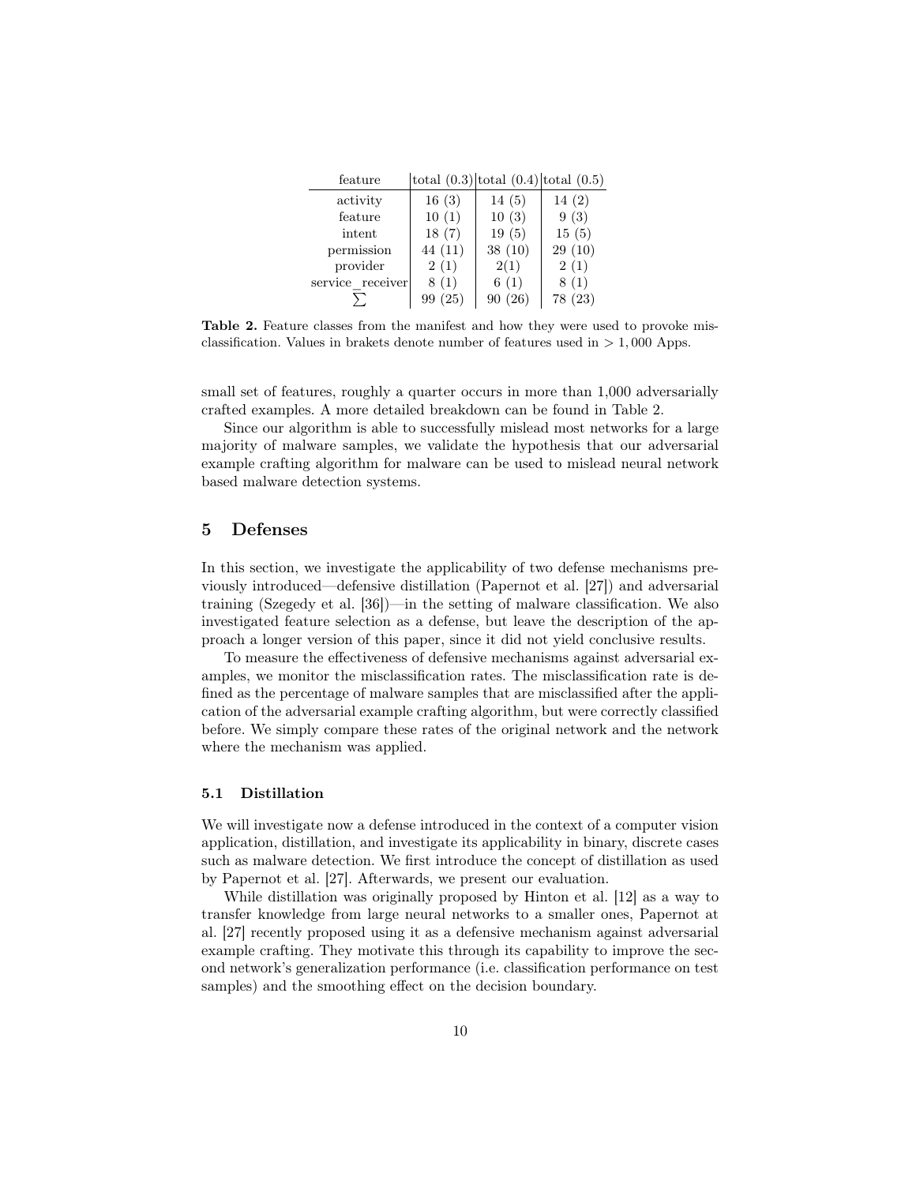| feature | total (0.3) | total (0.4) | total (0.5) |
|---|---|---|---|
| activity | 16 (3) | 14 (5) | 14 (2) |
| feature | 10 (1) | 10 (3) | 9 (3) |
| intent | 18 (7) | 19 (5) | 15 (5) |
| permission | 44 (11) | 38 (10) | 29 (10) |
| provider | 2 (1) | 2(1) | 2 (1) |
| service_receiver | 8 (1) | 6 (1) | 8 (1) |
| $\sum$ | 99 (25) | 90 (26) | 78 (23) |

**Table 2.** Feature classes from the manifest and how they were used to provoke misclassification. Values in brakets denote number of features used in $> 1,000$ Apps.

small set of features, roughly a quarter occurs in more than 1,000 adversarially crafted examples. A more detailed breakdown can be found in Table 2.

Since our algorithm is able to successfully mislead most networks for a large majority of malware samples, we validate the hypothesis that our adversarial example crafting algorithm for malware can be used to mislead neural network based malware detection systems.

## 5 Defenses

In this section, we investigate the applicability of two defense mechanisms previously introduced—defensive distillation (Papernot et al. [27]) and adversarial training (Szegedy et al. [36])—in the setting of malware classification. We also investigated feature selection as a defense, but leave the description of the approach a longer version of this paper, since it did not yield conclusive results.

To measure the effectiveness of defensive mechanisms against adversarial examples, we monitor the misclassification rates. The misclassification rate is defined as the percentage of malware samples that are misclassified after the application of the adversarial example crafting algorithm, but were correctly classified before. We simply compare these rates of the original network and the network where the mechanism was applied.

### 5.1 Distillation

We will investigate now a defense introduced in the context of a computer vision application, distillation, and investigate its applicability in binary, discrete cases such as malware detection. We first introduce the concept of distillation as used by Papernot et al. [27]. Afterwards, we present our evaluation.

While distillation was originally proposed by Hinton et al. [12] as a way to transfer knowledge from large neural networks to a smaller ones, Papernot at al. [27] recently proposed using it as a defensive mechanism against adversarial example crafting. They motivate this through its capability to improve the second network's generalization performance (i.e. classification performance on test samples) and the smoothing effect on the decision boundary.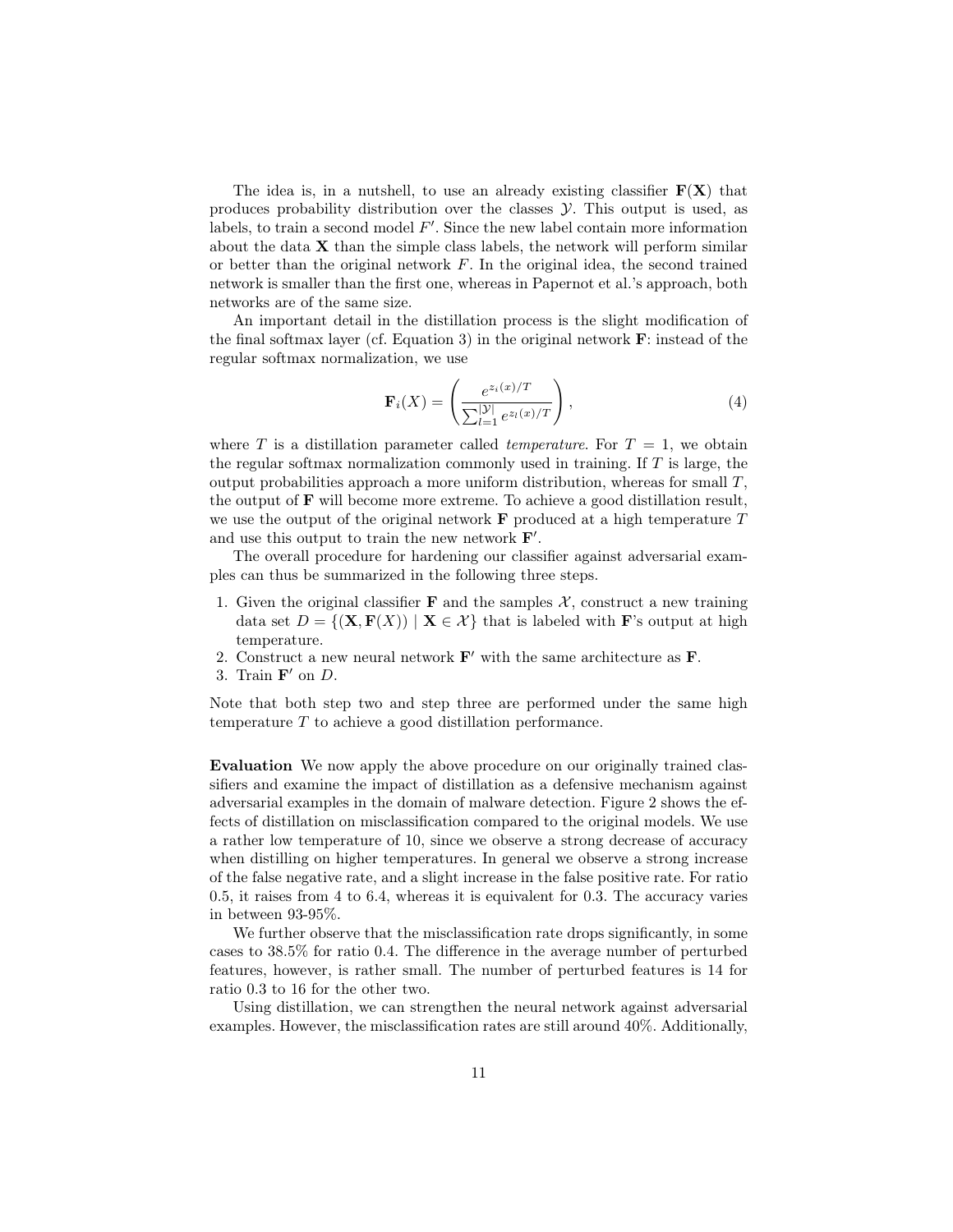The idea is, in a nutshell, to use an already existing classifier $\mathbf{F}(\mathbf{X})$ that produces probability distribution over the classes $\mathcal{Y}$. This output is used, as labels, to train a second model $F'$. Since the new label contain more information about the data $\mathbf{X}$ than the simple class labels, the network will perform similar or better than the original network $F$. In the original idea, the second trained network is smaller than the first one, whereas in Papernot et al.'s approach, both networks are of the same size.

An important detail in the distillation process is the slight modification of the final softmax layer (cf. Equation 3) in the original network $\mathbf{F}$: instead of the regular softmax normalization, we use

$$\mathbf{F}_i(X) = \left( \frac{e^{z_i(x)/T}}{\sum_{l=1}^{|\mathcal{Y}|} e^{z_l(x)/T}} \right), \tag{4}$$

where $T$ is a distillation parameter called *temperature*. For $T = 1$, we obtain the regular softmax normalization commonly used in training. If $T$ is large, the output probabilities approach a more uniform distribution, whereas for small $T$, the output of $\mathbf{F}$ will become more extreme. To achieve a good distillation result, we use the output of the original network $\mathbf{F}$ produced at a high temperature $T$ and use this output to train the new network $\mathbf{F}'$.

The overall procedure for hardening our classifier against adversarial examples can thus be summarized in the following three steps.

1. Given the original classifier $\mathbf{F}$ and the samples $\mathcal{X}$, construct a new training data set $D = \{(\mathbf{X}, \mathbf{F}(X)) \mid \mathbf{X} \in \mathcal{X}\}$ that is labeled with $\mathbf{F}$'s output at high temperature.
2. Construct a new neural network $\mathbf{F}'$ with the same architecture as $\mathbf{F}$.
3. Train $\mathbf{F}'$ on $D$.

Note that both step two and step three are performed under the same high temperature $T$ to achieve a good distillation performance.

**Evaluation** We now apply the above procedure on our originally trained classifiers and examine the impact of distillation as a defensive mechanism against adversarial examples in the domain of malware detection. Figure 2 shows the effects of distillation on misclassification compared to the original models. We use a rather low temperature of 10, since we observe a strong decrease of accuracy when distilling on higher temperatures. In general we observe a strong increase of the false negative rate, and a slight increase in the false positive rate. For ratio 0.5, it raises from 4 to 6.4, whereas it is equivalent for 0.3. The accuracy varies in between 93-95%.

We further observe that the misclassification rate drops significantly, in some cases to 38.5% for ratio 0.4. The difference in the average number of perturbed features, however, is rather small. The number of perturbed features is 14 for ratio 0.3 to 16 for the other two.

Using distillation, we can strengthen the neural network against adversarial examples. However, the misclassification rates are still around 40%. Additionally,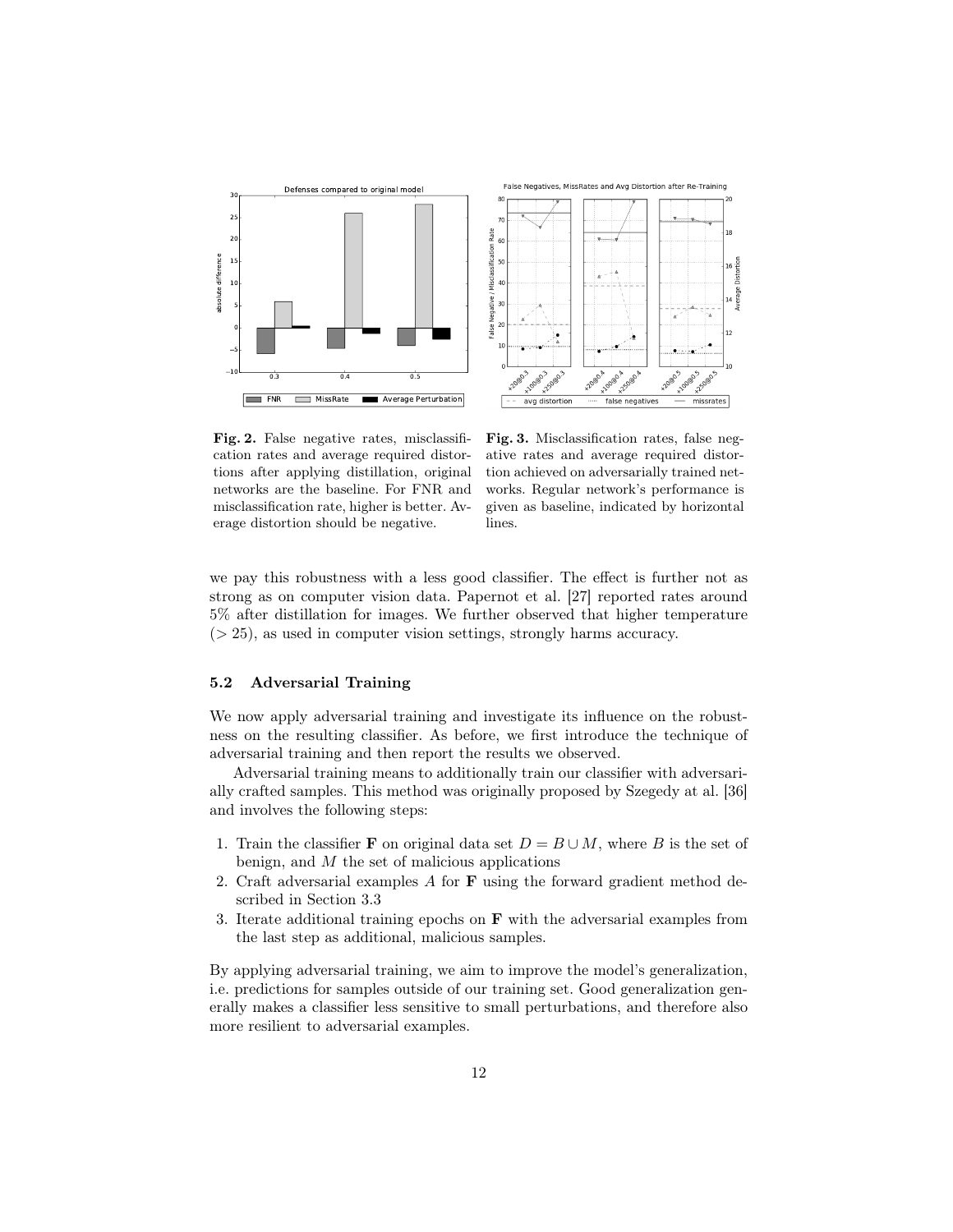Defenses compared to original model

absolute difference

30
25
20
15
10
5
0
−5
−10

0.3
0.4
0.5

FNR
MissRate
Average Perturbation

False Negatives, MissRates and Avg Distortion after Re-Training

False Negative / Misclassification Rate

Average Distortion

80
70
60
50
40
30
20
10
0

20
18
16
14
12
10

+20@0.3
+100@0.3
+250@0.3
+20@0.4
+100@0.4
+250@0.4
+20@0.5
+100@0.5
+250@0.5

avg distortion
false negatives
missrates

**Fig. 2.** False negative rates, misclassification rates and average required distortions after applying distillation, original networks are the baseline. For FNR and misclassification rate, higher is better. Average distortion should be negative.

**Fig. 3.** Misclassification rates, false negative rates and average required distortion achieved on adversarially trained networks. Regular network's performance is given as baseline, indicated by horizontal lines.

we pay this robustness with a less good classifier. The effect is further not as strong as on computer vision data. Papernot et al. [27] reported rates around 5% after distillation for images. We further observed that higher temperature ($> 25$), as used in computer vision settings, strongly harms accuracy.

### 5.2 Adversarial Training

We now apply adversarial training and investigate its influence on the robustness on the resulting classifier. As before, we first introduce the technique of adversarial training and then report the results we observed.

Adversarial training means to additionally train our classifier with adversarially crafted samples. This method was originally proposed by Szegedy at al. [36] and involves the following steps:

1. Train the classifier $\mathbf{F}$ on original data set $D = B \cup M$, where $B$ is the set of benign, and $M$ the set of malicious applications
2. Craft adversarial examples $A$ for $\mathbf{F}$ using the forward gradient method described in Section 3.3
3. Iterate additional training epochs on $\mathbf{F}$ with the adversarial examples from the last step as additional, malicious samples.

By applying adversarial training, we aim to improve the model's generalization, i.e. predictions for samples outside of our training set. Good generalization generally makes a classifier less sensitive to small perturbations, and therefore also more resilient to adversarial examples.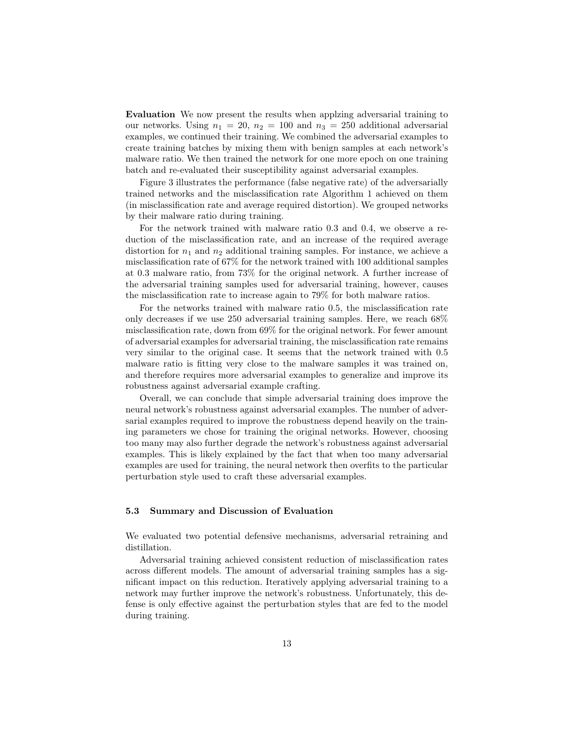**Evaluation** We now present the results when applzing adversarial training to our networks. Using $n_1 = 20$, $n_2 = 100$ and $n_3 = 250$ additional adversarial examples, we continued their training. We combined the adversarial examples to create training batches by mixing them with benign samples at each network's malware ratio. We then trained the network for one more epoch on one training batch and re-evaluated their susceptibility against adversarial examples.

Figure 3 illustrates the performance (false negative rate) of the adversarially trained networks and the misclassification rate Algorithm 1 achieved on them (in misclassification rate and average required distortion). We grouped networks by their malware ratio during training.

For the network trained with malware ratio 0.3 and 0.4, we observe a reduction of the misclassification rate, and an increase of the required average distortion for $n_1$ and $n_2$ additional training samples. For instance, we achieve a misclassification rate of 67% for the network trained with 100 additional samples at 0.3 malware ratio, from 73% for the original network. A further increase of the adversarial training samples used for adversarial training, however, causes the misclassification rate to increase again to 79% for both malware ratios.

For the networks trained with malware ratio 0.5, the misclassification rate only decreases if we use 250 adversarial training samples. Here, we reach 68% misclassification rate, down from 69% for the original network. For fewer amount of adversarial examples for adversarial training, the misclassification rate remains very similar to the original case. It seems that the network trained with 0.5 malware ratio is fitting very close to the malware samples it was trained on, and therefore requires more adversarial examples to generalize and improve its robustness against adversarial example crafting.

Overall, we can conclude that simple adversarial training does improve the neural network's robustness against adversarial examples. The number of adversarial examples required to improve the robustness depend heavily on the training parameters we chose for training the original networks. However, choosing too many may also further degrade the network's robustness against adversarial examples. This is likely explained by the fact that when too many adversarial examples are used for training, the neural network then overfits to the particular perturbation style used to craft these adversarial examples.

### 5.3 Summary and Discussion of Evaluation

We evaluated two potential defensive mechanisms, adversarial retraining and distillation.

Adversarial training achieved consistent reduction of misclassification rates across different models. The amount of adversarial training samples has a significant impact on this reduction. Iteratively applying adversarial training to a network may further improve the network's robustness. Unfortunately, this defense is only effective against the perturbation styles that are fed to the model during training.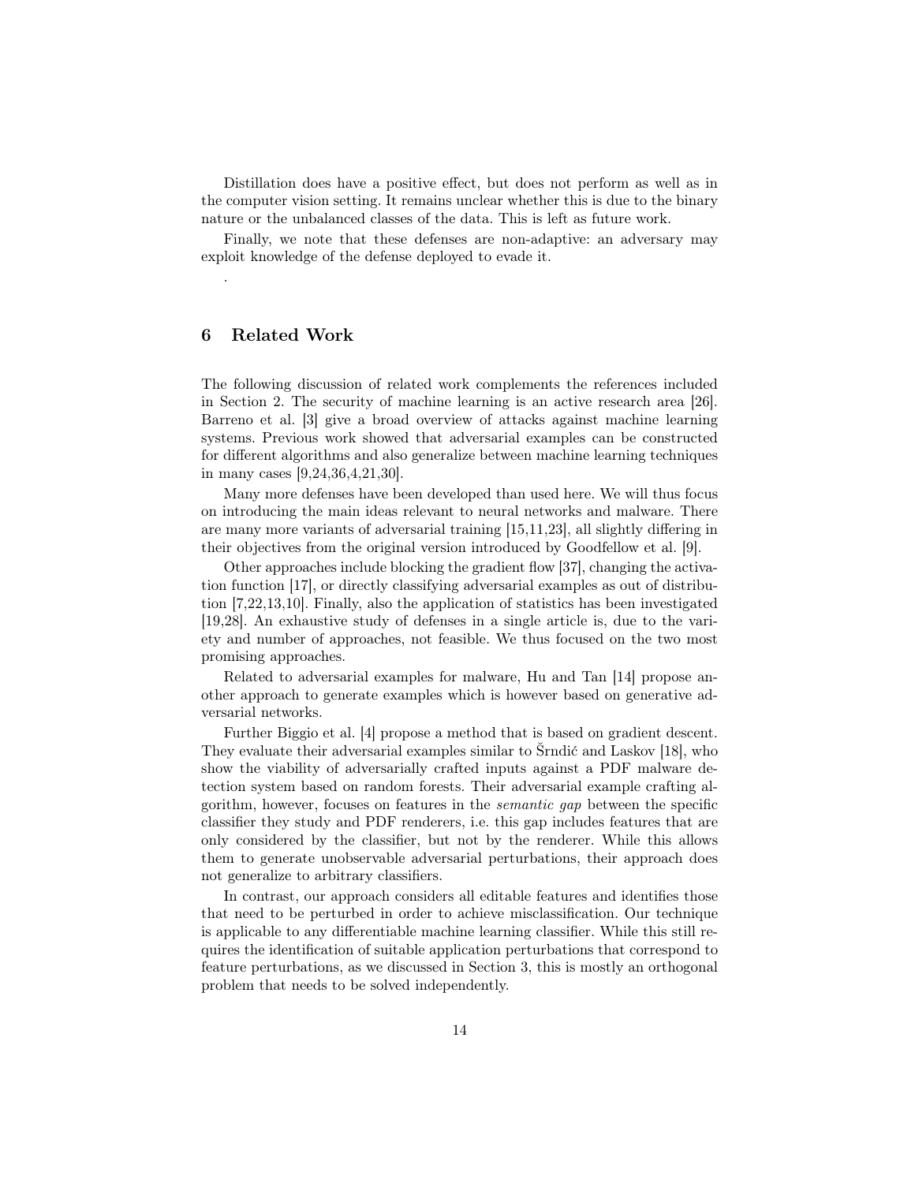Distillation does have a positive effect, but does not perform as well as in the computer vision setting. It remains unclear whether this is due to the binary nature or the unbalanced classes of the data. This is left as future work.

Finally, we note that these defenses are non-adaptive: an adversary may exploit knowledge of the defense deployed to evade it.

.

## 6 Related Work

The following discussion of related work complements the references included in Section 2. The security of machine learning is an active research area [26]. Barreno et al. [3] give a broad overview of attacks against machine learning systems. Previous work showed that adversarial examples can be constructed for different algorithms and also generalize between machine learning techniques in many cases [9,24,36,4,21,30].

Many more defenses have been developed than used here. We will thus focus on introducing the main ideas relevant to neural networks and malware. There are many more variants of adversarial training [15,11,23], all slightly differing in their objectives from the original version introduced by Goodfellow et al. [9].

Other approaches include blocking the gradient flow [37], changing the activation function [17], or directly classifying adversarial examples as out of distribution [7,22,13,10]. Finally, also the application of statistics has been investigated [19,28]. An exhaustive study of defenses in a single article is, due to the variety and number of approaches, not feasible. We thus focused on the two most promising approaches.

Related to adversarial examples for malware, Hu and Tan [14] propose another approach to generate examples which is however based on generative adversarial networks.

Further Biggio et al. [4] propose a method that is based on gradient descent. They evaluate their adversarial examples similar to Šrndić and Laskov [18], who show the viability of adversarially crafted inputs against a PDF malware detection system based on random forests. Their adversarial example crafting algorithm, however, focuses on features in the *semantic gap* between the specific classifier they study and PDF renderers, i.e. this gap includes features that are only considered by the classifier, but not by the renderer. While this allows them to generate unobservable adversarial perturbations, their approach does not generalize to arbitrary classifiers.

In contrast, our approach considers all editable features and identifies those that need to be perturbed in order to achieve misclassification. Our technique is applicable to any differentiable machine learning classifier. While this still requires the identification of suitable application perturbations that correspond to feature perturbations, as we discussed in Section 3, this is mostly an orthogonal problem that needs to be solved independently.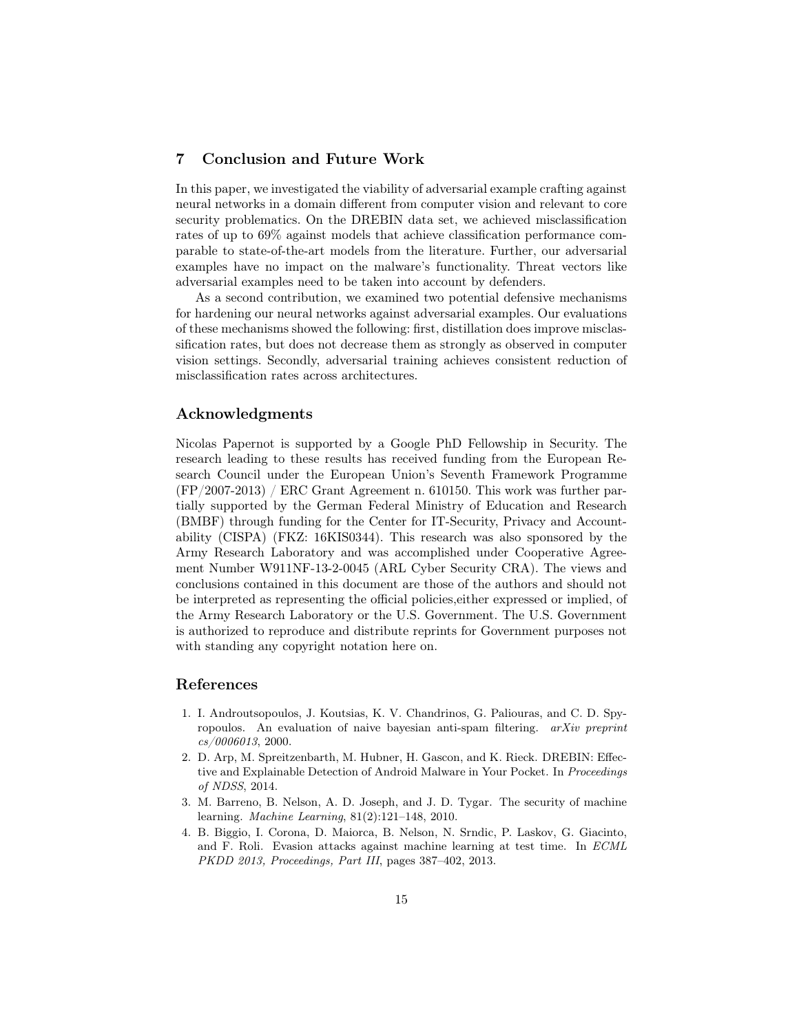## 7 Conclusion and Future Work

In this paper, we investigated the viability of adversarial example crafting against neural networks in a domain different from computer vision and relevant to core security problematics. On the DREBIN data set, we achieved misclassification rates of up to 69% against models that achieve classification performance comparable to state-of-the-art models from the literature. Further, our adversarial examples have no impact on the malware's functionality. Threat vectors like adversarial examples need to be taken into account by defenders.

As a second contribution, we examined two potential defensive mechanisms for hardening our neural networks against adversarial examples. Our evaluations of these mechanisms showed the following: first, distillation does improve misclassification rates, but does not decrease them as strongly as observed in computer vision settings. Secondly, adversarial training achieves consistent reduction of misclassification rates across architectures.

## Acknowledgments

Nicolas Papernot is supported by a Google PhD Fellowship in Security. The research leading to these results has received funding from the European Research Council under the European Union's Seventh Framework Programme (FP/2007-2013) / ERC Grant Agreement n. 610150. This work was further partially supported by the German Federal Ministry of Education and Research (BMBF) through funding for the Center for IT-Security, Privacy and Accountability (CISPA) (FKZ: 16KIS0344). This research was also sponsored by the Army Research Laboratory and was accomplished under Cooperative Agreement Number W911NF-13-2-0045 (ARL Cyber Security CRA). The views and conclusions contained in this document are those of the authors and should not be interpreted as representing the official policies,either expressed or implied, of the Army Research Laboratory or the U.S. Government. The U.S. Government is authorized to reproduce and distribute reprints for Government purposes not with standing any copyright notation here on.

## References

1. I. Androutsopoulos, J. Koutsias, K. V. Chandrinos, G. Paliouras, and C. D. Spyropoulos. An evaluation of naive bayesian anti-spam filtering. *arXiv preprint cs/0006013*, 2000.
2. D. Arp, M. Spreitzenbarth, M. Hubner, H. Gascon, and K. Rieck. DREBIN: Effective and Explainable Detection of Android Malware in Your Pocket. In *Proceedings of NDSS*, 2014.
3. M. Barreno, B. Nelson, A. D. Joseph, and J. D. Tygar. The security of machine learning. *Machine Learning*, 81(2):121–148, 2010.
4. B. Biggio, I. Corona, D. Maiorca, B. Nelson, N. Srndic, P. Laskov, G. Giacinto, and F. Roli. Evasion attacks against machine learning at test time. In *ECML PKDD 2013, Proceedings, Part III*, pages 387–402, 2013.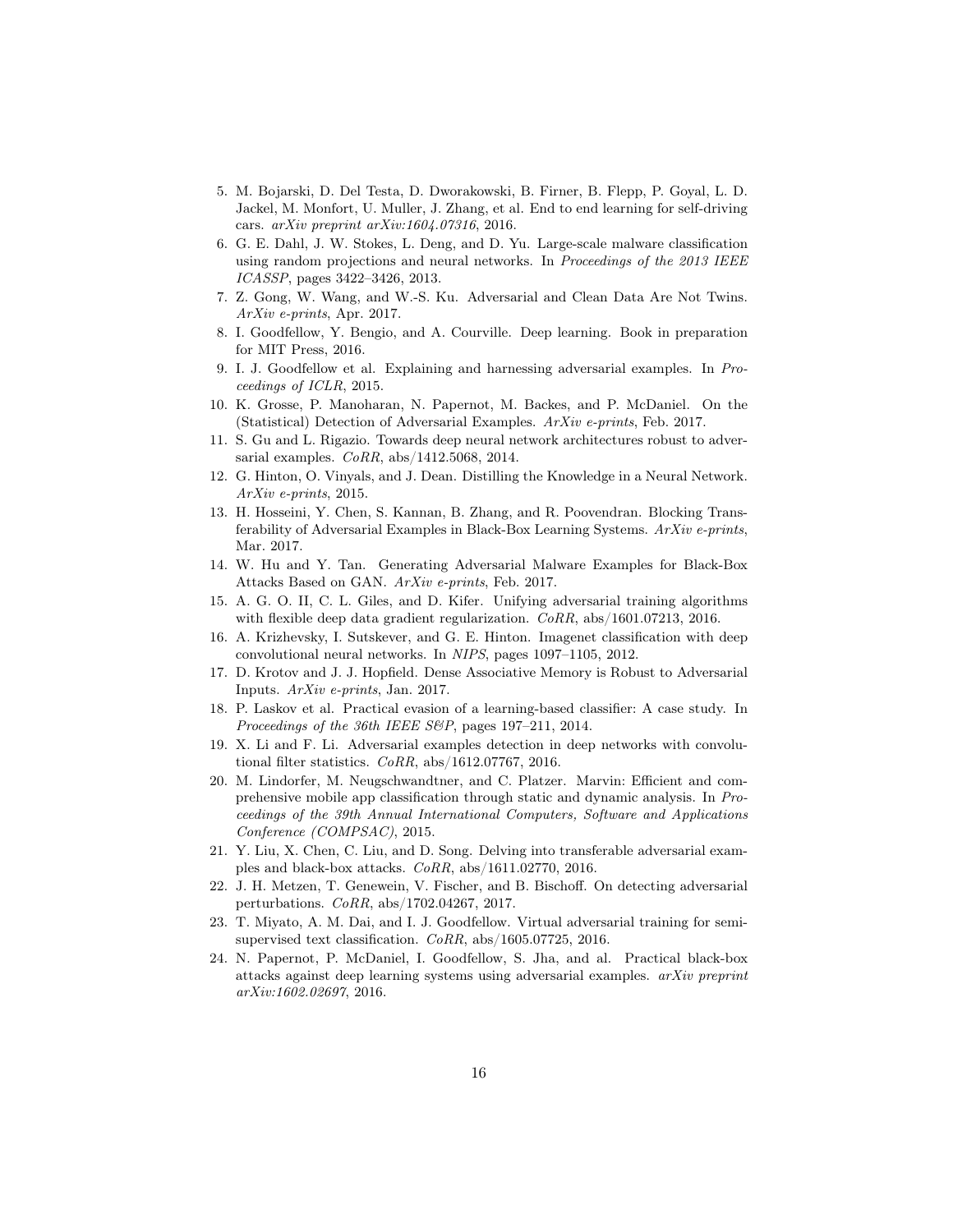5. M. Bojarski, D. Del Testa, D. Dworakowski, B. Firner, B. Flepp, P. Goyal, L. D. Jackel, M. Monfort, U. Muller, J. Zhang, et al. End to end learning for self-driving cars. *arXiv preprint arXiv:1604.07316*, 2016.
6. G. E. Dahl, J. W. Stokes, L. Deng, and D. Yu. Large-scale malware classification using random projections and neural networks. In *Proceedings of the 2013 IEEE ICASSP*, pages 3422–3426, 2013.
7. Z. Gong, W. Wang, and W.-S. Ku. Adversarial and Clean Data Are Not Twins. *ArXiv e-prints*, Apr. 2017.
8. I. Goodfellow, Y. Bengio, and A. Courville. Deep learning. Book in preparation for MIT Press, 2016.
9. I. J. Goodfellow et al. Explaining and harnessing adversarial examples. In *Proceedings of ICLR*, 2015.
10. K. Grosse, P. Manoharan, N. Papernot, M. Backes, and P. McDaniel. On the (Statistical) Detection of Adversarial Examples. *ArXiv e-prints*, Feb. 2017.
11. S. Gu and L. Rigazio. Towards deep neural network architectures robust to adversarial examples. *CoRR*, abs/1412.5068, 2014.
12. G. Hinton, O. Vinyals, and J. Dean. Distilling the Knowledge in a Neural Network. *ArXiv e-prints*, 2015.
13. H. Hosseini, Y. Chen, S. Kannan, B. Zhang, and R. Poovendran. Blocking Transferability of Adversarial Examples in Black-Box Learning Systems. *ArXiv e-prints*, Mar. 2017.
14. W. Hu and Y. Tan. Generating Adversarial Malware Examples for Black-Box Attacks Based on GAN. *ArXiv e-prints*, Feb. 2017.
15. A. G. O. II, C. L. Giles, and D. Kifer. Unifying adversarial training algorithms with flexible deep data gradient regularization. *CoRR*, abs/1601.07213, 2016.
16. A. Krizhevsky, I. Sutskever, and G. E. Hinton. Imagenet classification with deep convolutional neural networks. In *NIPS*, pages 1097–1105, 2012.
17. D. Krotov and J. J. Hopfield. Dense Associative Memory is Robust to Adversarial Inputs. *ArXiv e-prints*, Jan. 2017.
18. P. Laskov et al. Practical evasion of a learning-based classifier: A case study. In *Proceedings of the 36th IEEE S&P*, pages 197–211, 2014.
19. X. Li and F. Li. Adversarial examples detection in deep networks with convolutional filter statistics. *CoRR*, abs/1612.07767, 2016.
20. M. Lindorfer, M. Neugschwandtner, and C. Platzer. Marvin: Efficient and comprehensive mobile app classification through static and dynamic analysis. In *Proceedings of the 39th Annual International Computers, Software and Applications Conference (COMPSAC)*, 2015.
21. Y. Liu, X. Chen, C. Liu, and D. Song. Delving into transferable adversarial examples and black-box attacks. *CoRR*, abs/1611.02770, 2016.
22. J. H. Metzen, T. Genewein, V. Fischer, and B. Bischoff. On detecting adversarial perturbations. *CoRR*, abs/1702.04267, 2017.
23. T. Miyato, A. M. Dai, and I. J. Goodfellow. Virtual adversarial training for semi-supervised text classification. *CoRR*, abs/1605.07725, 2016.
24. N. Papernot, P. McDaniel, I. Goodfellow, S. Jha, and al. Practical black-box attacks against deep learning systems using adversarial examples. *arXiv preprint arXiv:1602.02697*, 2016.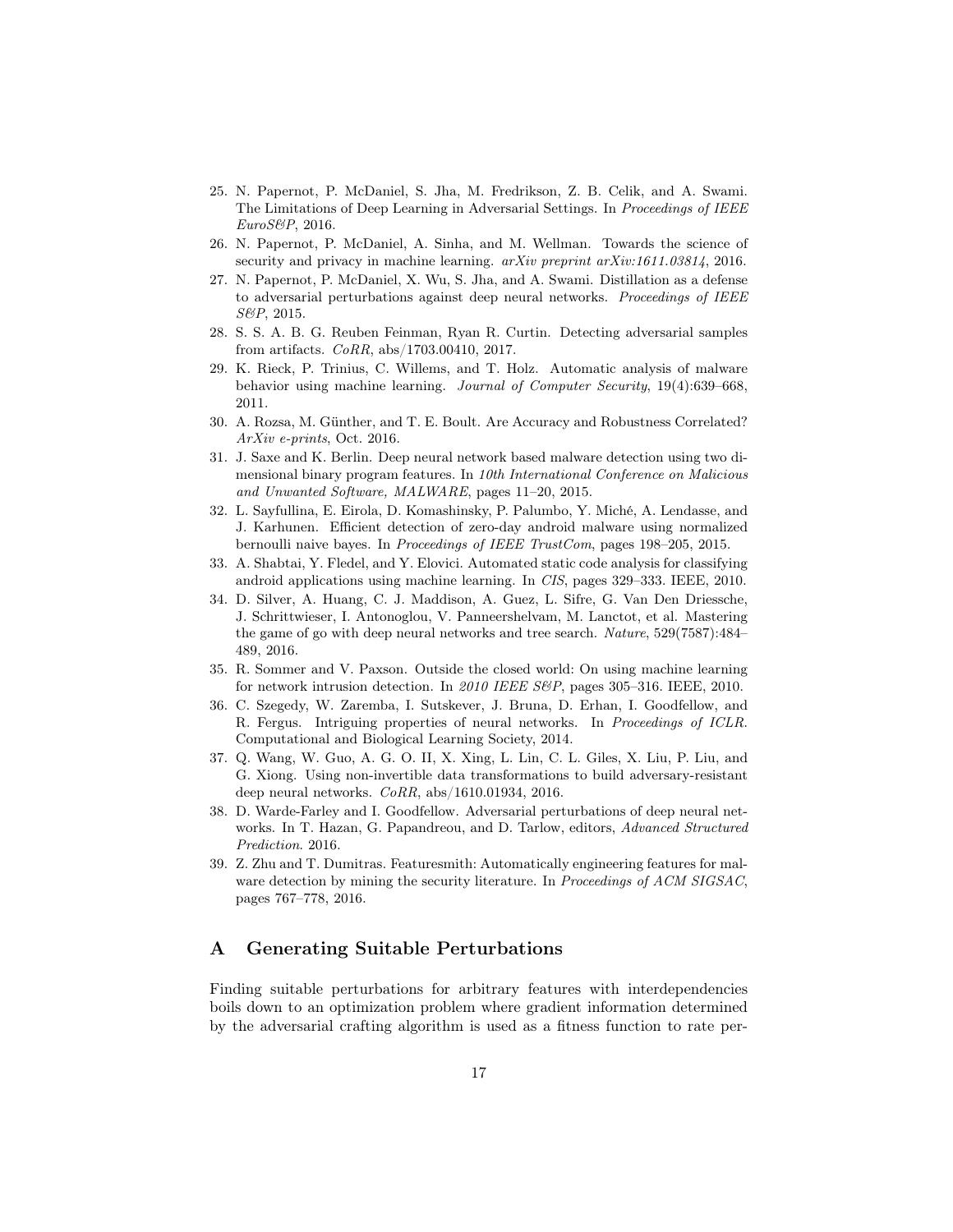25. N. Papernot, P. McDaniel, S. Jha, M. Fredrikson, Z. B. Celik, and A. Swami. The Limitations of Deep Learning in Adversarial Settings. In *Proceedings of IEEE EuroS&P*, 2016.
26. N. Papernot, P. McDaniel, A. Sinha, and M. Wellman. Towards the science of security and privacy in machine learning. *arXiv preprint arXiv:1611.03814*, 2016.
27. N. Papernot, P. McDaniel, X. Wu, S. Jha, and A. Swami. Distillation as a defense to adversarial perturbations against deep neural networks. *Proceedings of IEEE S&P*, 2015.
28. S. S. A. B. G. Reuben Feinman, Ryan R. Curtin. Detecting adversarial samples from artifacts. *CoRR*, abs/1703.00410, 2017.
29. K. Rieck, P. Trinius, C. Willems, and T. Holz. Automatic analysis of malware behavior using machine learning. *Journal of Computer Security*, 19(4):639–668, 2011.
30. A. Rozsa, M. Günther, and T. E. Boult. Are Accuracy and Robustness Correlated? *ArXiv e-prints*, Oct. 2016.
31. J. Saxe and K. Berlin. Deep neural network based malware detection using two dimensional binary program features. In *10th International Conference on Malicious and Unwanted Software, MALWARE*, pages 11–20, 2015.
32. L. Sayfullina, E. Eirola, D. Komashinsky, P. Palumbo, Y. Miché, A. Lendasse, and J. Karhunen. Efficient detection of zero-day android malware using normalized bernoulli naive bayes. In *Proceedings of IEEE TrustCom*, pages 198–205, 2015.
33. A. Shabtai, Y. Fledel, and Y. Elovici. Automated static code analysis for classifying android applications using machine learning. In *CIS*, pages 329–333. IEEE, 2010.
34. D. Silver, A. Huang, C. J. Maddison, A. Guez, L. Sifre, G. Van Den Driessche, J. Schrittwieser, I. Antonoglou, V. Panneershelvam, M. Lanctot, et al. Mastering the game of go with deep neural networks and tree search. *Nature*, 529(7587):484–489, 2016.
35. R. Sommer and V. Paxson. Outside the closed world: On using machine learning for network intrusion detection. In *2010 IEEE S&P*, pages 305–316. IEEE, 2010.
36. C. Szegedy, W. Zaremba, I. Sutskever, J. Bruna, D. Erhan, I. Goodfellow, and R. Fergus. Intriguing properties of neural networks. In *Proceedings of ICLR*. Computational and Biological Learning Society, 2014.
37. Q. Wang, W. Guo, A. G. O. II, X. Xing, L. Lin, C. L. Giles, X. Liu, P. Liu, and G. Xiong. Using non-invertible data transformations to build adversary-resistant deep neural networks. *CoRR*, abs/1610.01934, 2016.
38. D. Warde-Farley and I. Goodfellow. Adversarial perturbations of deep neural networks. In T. Hazan, G. Papandreou, and D. Tarlow, editors, *Advanced Structured Prediction*. 2016.
39. Z. Zhu and T. Dumitras. Featuresmith: Automatically engineering features for malware detection by mining the security literature. In *Proceedings of ACM SIGSAC*, pages 767–778, 2016.

## A Generating Suitable Perturbations

Finding suitable perturbations for arbitrary features with interdependencies boils down to an optimization problem where gradient information determined by the adversarial crafting algorithm is used as a fitness function to rate per-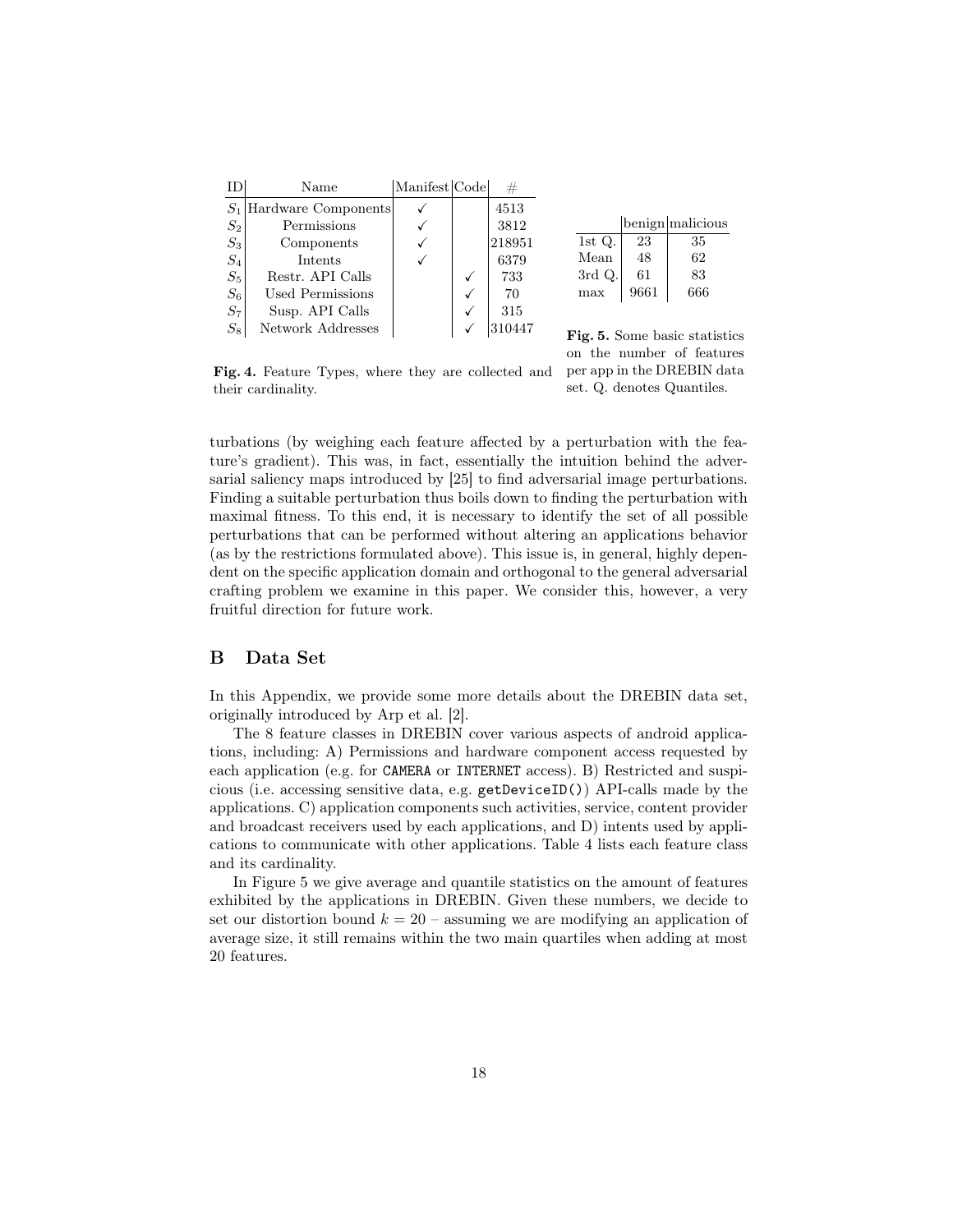| ID | Name | Manifest | Code | # |
|---|---|---|---|---|
| $S_1$ | Hardware Components | ✓ | | 4513 |
| $S_2$ | Permissions | ✓ | | 3812 |
| $S_3$ | Components | ✓ | | 218951 |
| $S_4$ | Intents | ✓ | | 6379 |
| $S_5$ | Restr. API Calls | | ✓ | 733 |
| $S_6$ | Used Permissions | | ✓ | 70 |
| $S_7$ | Susp. API Calls | | ✓ | 315 |
| $S_8$ | Network Addresses | | ✓ | 310447 |

**Fig. 4.** Feature Types, where they are collected and their cardinality.

| | benign | malicious |
|---|---|---|
| 1st Q. | 23 | 35 |
| Mean | 48 | 62 |
| 3rd Q. | 61 | 83 |
| max | 9661 | 666 |

**Fig. 5.** Some basic statistics on the number of features per app in the DREBIN data set. Q. denotes Quantiles.

turbations (by weighing each feature affected by a perturbation with the feature's gradient). This was, in fact, essentially the intuition behind the adversarial saliency maps introduced by [25] to find adversarial image perturbations. Finding a suitable perturbation thus boils down to finding the perturbation with maximal fitness. To this end, it is necessary to identify the set of all possible perturbations that can be performed without altering an applications behavior (as by the restrictions formulated above). This issue is, in general, highly dependent on the specific application domain and orthogonal to the general adversarial crafting problem we examine in this paper. We consider this, however, a very fruitful direction for future work.

## B Data Set

In this Appendix, we provide some more details about the DREBIN data set, originally introduced by Arp et al. [2].

The 8 feature classes in DREBIN cover various aspects of android applications, including: A) Permissions and hardware component access requested by each application (e.g. for `CAMERA` or `INTERNET` access). B) Restricted and suspicious (i.e. accessing sensitive data, e.g. `getDeviceID()`) API-calls made by the applications. C) application components such activities, service, content provider and broadcast receivers used by each applications, and D) intents used by applications to communicate with other applications. Table 4 lists each feature class and its cardinality.

In Figure 5 we give average and quantile statistics on the amount of features exhibited by the applications in DREBIN. Given these numbers, we decide to set our distortion bound $k = 20$ – assuming we are modifying an application of average size, it still remains within the two main quartiles when adding at most 20 features.